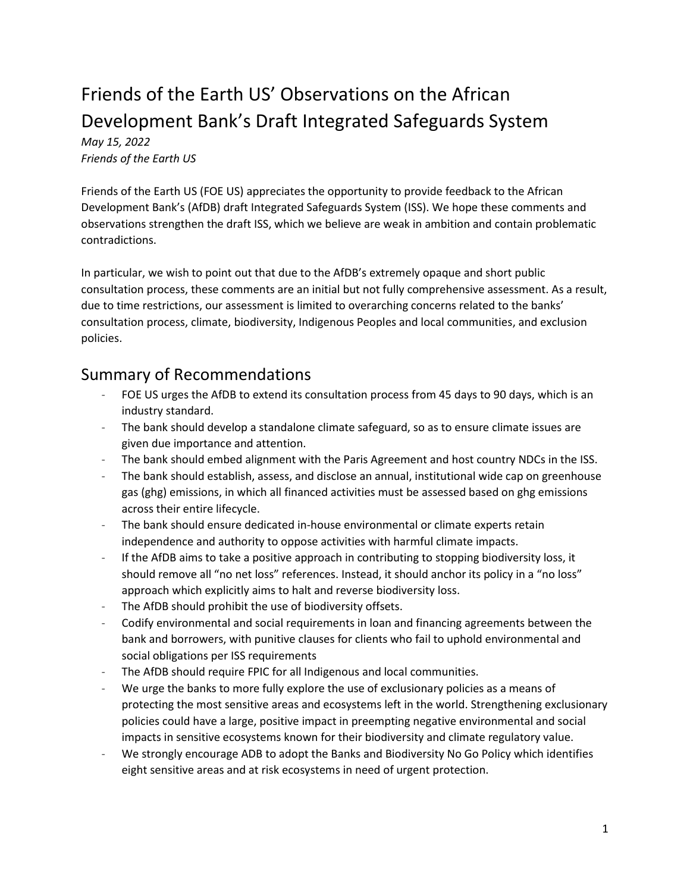# Friends of the Earth US' Observations on the African Development Bank's Draft Integrated Safeguards System

*May 15, 2022*
*Friends of the Earth US*

Friends of the Earth US (FOE US) appreciates the opportunity to provide feedback to the African Development Bank's (AfDB) draft Integrated Safeguards System (ISS). We hope these comments and observations strengthen the draft ISS, which we believe are weak in ambition and contain problematic contradictions.

In particular, we wish to point out that due to the AfDB's extremely opaque and short public consultation process, these comments are an initial but not fully comprehensive assessment. As a result, due to time restrictions, our assessment is limited to overarching concerns related to the banks' consultation process, climate, biodiversity, Indigenous Peoples and local communities, and exclusion policies.

## Summary of Recommendations

- FOE US urges the AfDB to extend its consultation process from 45 days to 90 days, which is an industry standard.
- The bank should develop a standalone climate safeguard, so as to ensure climate issues are given due importance and attention.
- The bank should embed alignment with the Paris Agreement and host country NDCs in the ISS.
- The bank should establish, assess, and disclose an annual, institutional wide cap on greenhouse gas (ghg) emissions, in which all financed activities must be assessed based on ghg emissions across their entire lifecycle.
- The bank should ensure dedicated in-house environmental or climate experts retain independence and authority to oppose activities with harmful climate impacts.
- If the AfDB aims to take a positive approach in contributing to stopping biodiversity loss, it should remove all "no net loss" references. Instead, it should anchor its policy in a "no loss" approach which explicitly aims to halt and reverse biodiversity loss.
- The AfDB should prohibit the use of biodiversity offsets.
- Codify environmental and social requirements in loan and financing agreements between the bank and borrowers, with punitive clauses for clients who fail to uphold environmental and social obligations per ISS requirements
- The AfDB should require FPIC for all Indigenous and local communities.
- We urge the banks to more fully explore the use of exclusionary policies as a means of protecting the most sensitive areas and ecosystems left in the world. Strengthening exclusionary policies could have a large, positive impact in preempting negative environmental and social impacts in sensitive ecosystems known for their biodiversity and climate regulatory value.
- We strongly encourage ADB to adopt the Banks and Biodiversity No Go Policy which identifies eight sensitive areas and at risk ecosystems in need of urgent protection.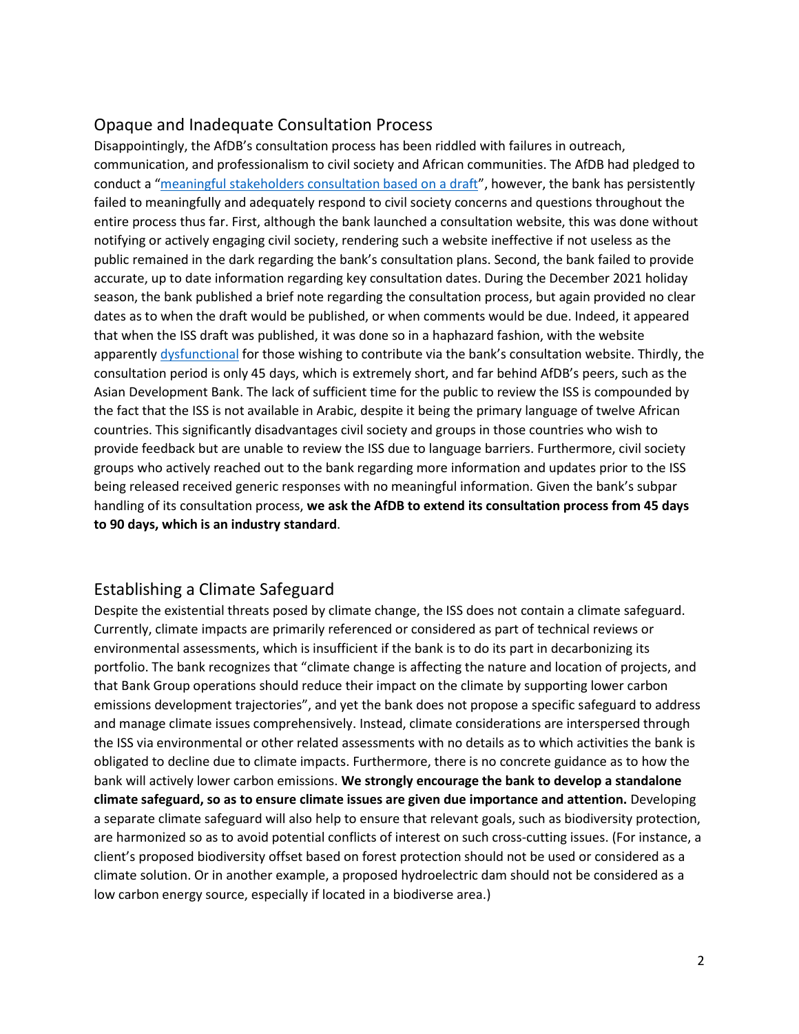## Opaque and Inadequate Consultation Process

Disappointingly, the AfDB's consultation process has been riddled with failures in outreach, communication, and professionalism to civil society and African communities. The AfDB had pledged to conduct a "meaningful stakeholders consultation based on a draft", however, the bank has persistently failed to meaningfully and adequately respond to civil society concerns and questions throughout the entire process thus far. First, although the bank launched a consultation website, this was done without notifying or actively engaging civil society, rendering such a website ineffective if not useless as the public remained in the dark regarding the bank's consultation plans. Second, the bank failed to provide accurate, up to date information regarding key consultation dates. During the December 2021 holiday season, the bank published a brief note regarding the consultation process, but again provided no clear dates as to when the draft would be published, or when comments would be due. Indeed, it appeared that when the ISS draft was published, it was done so in a haphazard fashion, with the website apparently dysfunctional for those wishing to contribute via the bank's consultation website. Thirdly, the consultation period is only 45 days, which is extremely short, and far behind AfDB's peers, such as the Asian Development Bank. The lack of sufficient time for the public to review the ISS is compounded by the fact that the ISS is not available in Arabic, despite it being the primary language of twelve African countries. This significantly disadvantages civil society and groups in those countries who wish to provide feedback but are unable to review the ISS due to language barriers. Furthermore, civil society groups who actively reached out to the bank regarding more information and updates prior to the ISS being released received generic responses with no meaningful information. Given the bank's subpar handling of its consultation process, **we ask the AfDB to extend its consultation process from 45 days to 90 days, which is an industry standard**.

## Establishing a Climate Safeguard

Despite the existential threats posed by climate change, the ISS does not contain a climate safeguard. Currently, climate impacts are primarily referenced or considered as part of technical reviews or environmental assessments, which is insufficient if the bank is to do its part in decarbonizing its portfolio. The bank recognizes that "climate change is affecting the nature and location of projects, and that Bank Group operations should reduce their impact on the climate by supporting lower carbon emissions development trajectories", and yet the bank does not propose a specific safeguard to address and manage climate issues comprehensively. Instead, climate considerations are interspersed through the ISS via environmental or other related assessments with no details as to which activities the bank is obligated to decline due to climate impacts. Furthermore, there is no concrete guidance as to how the bank will actively lower carbon emissions. **We strongly encourage the bank to develop a standalone climate safeguard, so as to ensure climate issues are given due importance and attention.** Developing a separate climate safeguard will also help to ensure that relevant goals, such as biodiversity protection, are harmonized so as to avoid potential conflicts of interest on such cross-cutting issues. (For instance, a client's proposed biodiversity offset based on forest protection should not be used or considered as a climate solution. Or in another example, a proposed hydroelectric dam should not be considered as a low carbon energy source, especially if located in a biodiverse area.)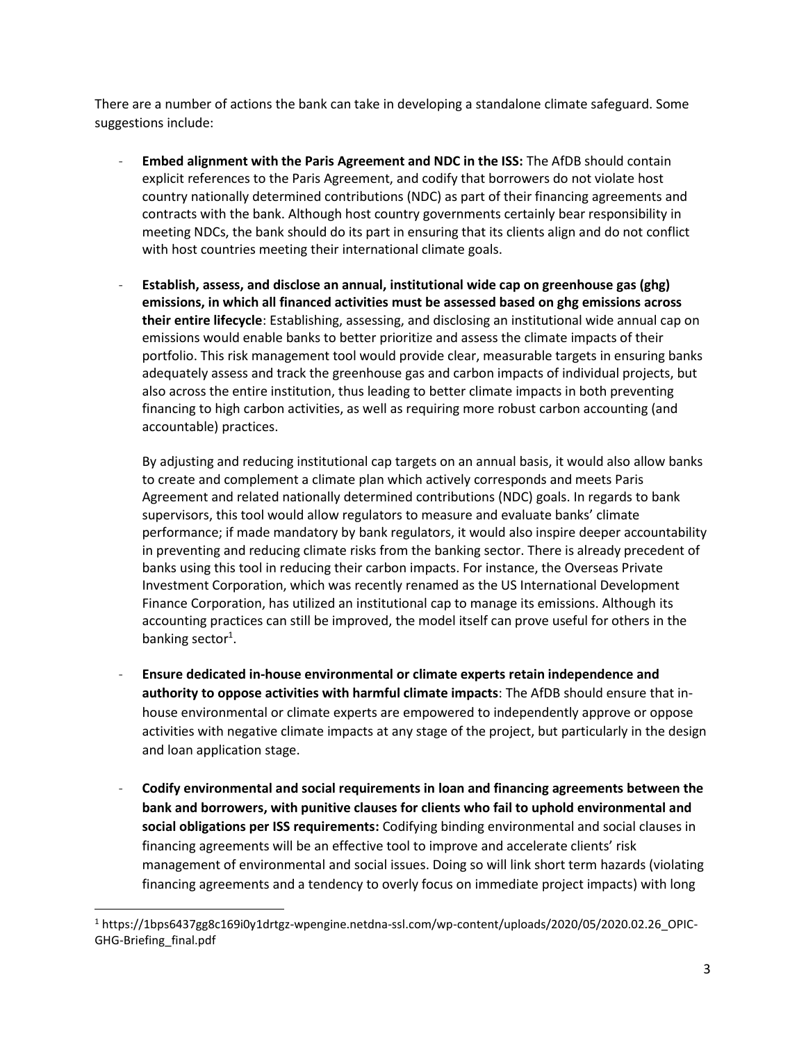There are a number of actions the bank can take in developing a standalone climate safeguard. Some suggestions include:

- **Embed alignment with the Paris Agreement and NDC in the ISS:** The AfDB should contain explicit references to the Paris Agreement, and codify that borrowers do not violate host country nationally determined contributions (NDC) as part of their financing agreements and contracts with the bank. Although host country governments certainly bear responsibility in meeting NDCs, the bank should do its part in ensuring that its clients align and do not conflict with host countries meeting their international climate goals.

- **Establish, assess, and disclose an annual, institutional wide cap on greenhouse gas (ghg) emissions, in which all financed activities must be assessed based on ghg emissions across their entire lifecycle**: Establishing, assessing, and disclosing an institutional wide annual cap on emissions would enable banks to better prioritize and assess the climate impacts of their portfolio. This risk management tool would provide clear, measurable targets in ensuring banks adequately assess and track the greenhouse gas and carbon impacts of individual projects, but also across the entire institution, thus leading to better climate impacts in both preventing financing to high carbon activities, as well as requiring more robust carbon accounting (and accountable) practices.

  By adjusting and reducing institutional cap targets on an annual basis, it would also allow banks to create and complement a climate plan which actively corresponds and meets Paris Agreement and related nationally determined contributions (NDC) goals. In regards to bank supervisors, this tool would allow regulators to measure and evaluate banks' climate performance; if made mandatory by bank regulators, it would also inspire deeper accountability in preventing and reducing climate risks from the banking sector. There is already precedent of banks using this tool in reducing their carbon impacts. For instance, the Overseas Private Investment Corporation, which was recently renamed as the US International Development Finance Corporation, has utilized an institutional cap to manage its emissions. Although its accounting practices can still be improved, the model itself can prove useful for others in the banking sector[1].

- **Ensure dedicated in-house environmental or climate experts retain independence and authority to oppose activities with harmful climate impacts**: The AfDB should ensure that in-house environmental or climate experts are empowered to independently approve or oppose activities with negative climate impacts at any stage of the project, but particularly in the design and loan application stage.

- **Codify environmental and social requirements in loan and financing agreements between the bank and borrowers, with punitive clauses for clients who fail to uphold environmental and social obligations per ISS requirements:** Codifying binding environmental and social clauses in financing agreements will be an effective tool to improve and accelerate clients' risk management of environmental and social issues. Doing so will link short term hazards (violating financing agreements and a tendency to overly focus on immediate project impacts) with long

[1] https://1bps6437gg8c169i0y1drtgz-wpengine.netdna-ssl.com/wp-content/uploads/2020/05/2020.02.26_OPIC-GHG-Briefing_final.pdf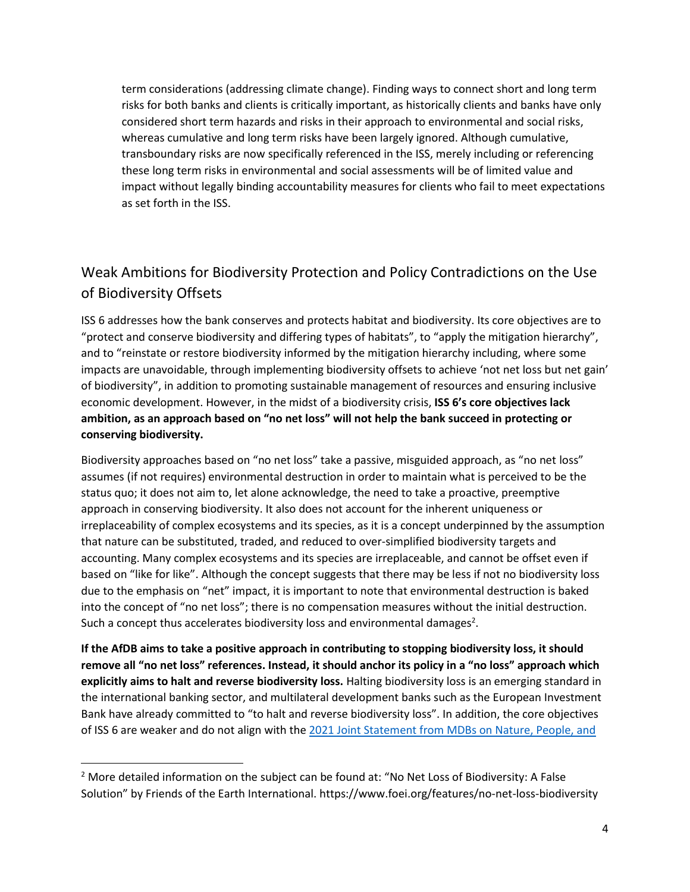term considerations (addressing climate change). Finding ways to connect short and long term risks for both banks and clients is critically important, as historically clients and banks have only considered short term hazards and risks in their approach to environmental and social risks, whereas cumulative and long term risks have been largely ignored. Although cumulative, transboundary risks are now specifically referenced in the ISS, merely including or referencing these long term risks in environmental and social assessments will be of limited value and impact without legally binding accountability measures for clients who fail to meet expectations as set forth in the ISS.

## Weak Ambitions for Biodiversity Protection and Policy Contradictions on the Use of Biodiversity Offsets

ISS 6 addresses how the bank conserves and protects habitat and biodiversity. Its core objectives are to "protect and conserve biodiversity and differing types of habitats", to "apply the mitigation hierarchy", and to "reinstate or restore biodiversity informed by the mitigation hierarchy including, where some impacts are unavoidable, through implementing biodiversity offsets to achieve 'not net loss but net gain' of biodiversity", in addition to promoting sustainable management of resources and ensuring inclusive economic development. However, in the midst of a biodiversity crisis, **ISS 6's core objectives lack ambition, as an approach based on "no net loss" will not help the bank succeed in protecting or conserving biodiversity.**

Biodiversity approaches based on "no net loss" take a passive, misguided approach, as "no net loss" assumes (if not requires) environmental destruction in order to maintain what is perceived to be the status quo; it does not aim to, let alone acknowledge, the need to take a proactive, preemptive approach in conserving biodiversity. It also does not account for the inherent uniqueness or irreplaceability of complex ecosystems and its species, as it is a concept underpinned by the assumption that nature can be substituted, traded, and reduced to over-simplified biodiversity targets and accounting. Many complex ecosystems and its species are irreplaceable, and cannot be offset even if based on "like for like". Although the concept suggests that there may be less if not no biodiversity loss due to the emphasis on "net" impact, it is important to note that environmental destruction is baked into the concept of "no net loss"; there is no compensation measures without the initial destruction. Such a concept thus accelerates biodiversity loss and environmental damages[2].

**If the AfDB aims to take a positive approach in contributing to stopping biodiversity loss, it should remove all "no net loss" references. Instead, it should anchor its policy in a "no loss" approach which explicitly aims to halt and reverse biodiversity loss.** Halting biodiversity loss is an emerging standard in the international banking sector, and multilateral development banks such as the European Investment Bank have already committed to "to halt and reverse biodiversity loss". In addition, the core objectives of ISS 6 are weaker and do not align with the 2021 Joint Statement from MDBs on Nature, People, and

[2] More detailed information on the subject can be found at: "No Net Loss of Biodiversity: A False Solution" by Friends of the Earth International. https://www.foei.org/features/no-net-loss-biodiversity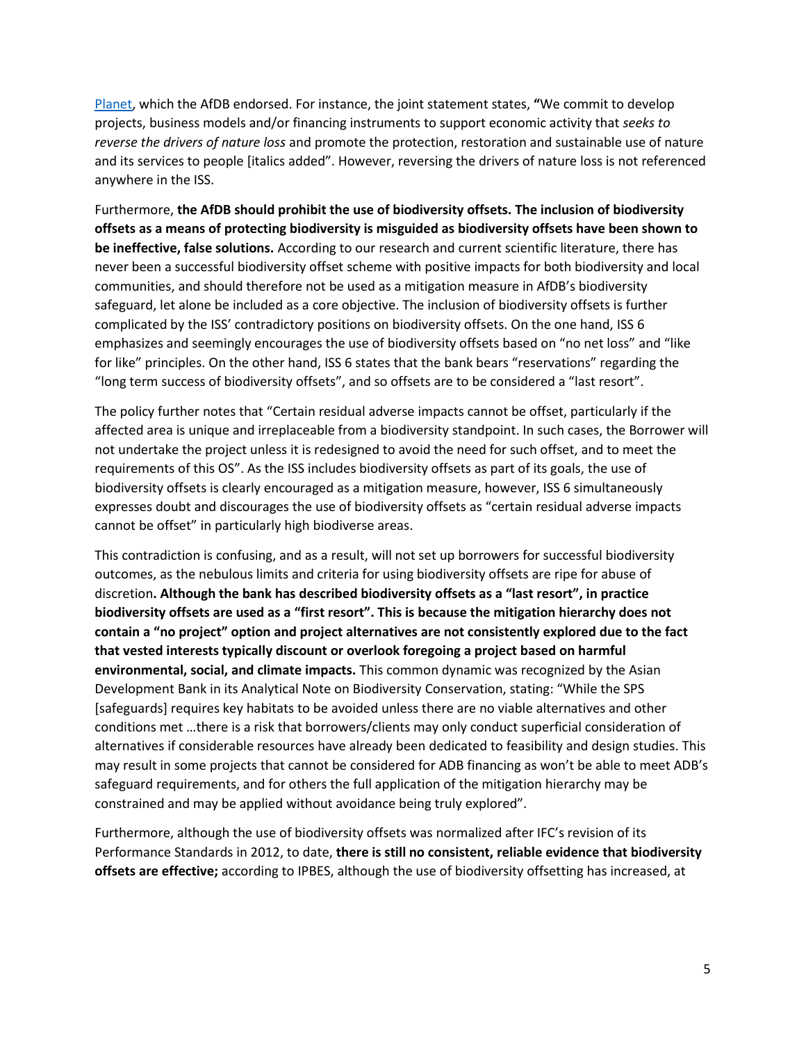[Planet](), which the AfDB endorsed. For instance, the joint statement states, **"**We commit to develop projects, business models and/or financing instruments to support economic activity that *seeks to reverse the drivers of nature loss* and promote the protection, restoration and sustainable use of nature and its services to people [italics added". However, reversing the drivers of nature loss is not referenced anywhere in the ISS.

Furthermore, **the AfDB should prohibit the use of biodiversity offsets. The inclusion of biodiversity offsets as a means of protecting biodiversity is misguided as biodiversity offsets have been shown to be ineffective, false solutions.** According to our research and current scientific literature, there has never been a successful biodiversity offset scheme with positive impacts for both biodiversity and local communities, and should therefore not be used as a mitigation measure in AfDB's biodiversity safeguard, let alone be included as a core objective. The inclusion of biodiversity offsets is further complicated by the ISS' contradictory positions on biodiversity offsets. On the one hand, ISS 6 emphasizes and seemingly encourages the use of biodiversity offsets based on "no net loss" and "like for like" principles. On the other hand, ISS 6 states that the bank bears "reservations" regarding the "long term success of biodiversity offsets", and so offsets are to be considered a "last resort".

The policy further notes that "Certain residual adverse impacts cannot be offset, particularly if the affected area is unique and irreplaceable from a biodiversity standpoint. In such cases, the Borrower will not undertake the project unless it is redesigned to avoid the need for such offset, and to meet the requirements of this OS". As the ISS includes biodiversity offsets as part of its goals, the use of biodiversity offsets is clearly encouraged as a mitigation measure, however, ISS 6 simultaneously expresses doubt and discourages the use of biodiversity offsets as "certain residual adverse impacts cannot be offset" in particularly high biodiverse areas.

This contradiction is confusing, and as a result, will not set up borrowers for successful biodiversity outcomes, as the nebulous limits and criteria for using biodiversity offsets are ripe for abuse of discretion**. Although the bank has described biodiversity offsets as a "last resort", in practice biodiversity offsets are used as a "first resort". This is because the mitigation hierarchy does not contain a "no project" option and project alternatives are not consistently explored due to the fact that vested interests typically discount or overlook foregoing a project based on harmful environmental, social, and climate impacts.** This common dynamic was recognized by the Asian Development Bank in its Analytical Note on Biodiversity Conservation, stating: "While the SPS [safeguards] requires key habitats to be avoided unless there are no viable alternatives and other conditions met …there is a risk that borrowers/clients may only conduct superficial consideration of alternatives if considerable resources have already been dedicated to feasibility and design studies. This may result in some projects that cannot be considered for ADB financing as won't be able to meet ADB's safeguard requirements, and for others the full application of the mitigation hierarchy may be constrained and may be applied without avoidance being truly explored".

Furthermore, although the use of biodiversity offsets was normalized after IFC's revision of its Performance Standards in 2012, to date, **there is still no consistent, reliable evidence that biodiversity offsets are effective;** according to IPBES, although the use of biodiversity offsetting has increased, at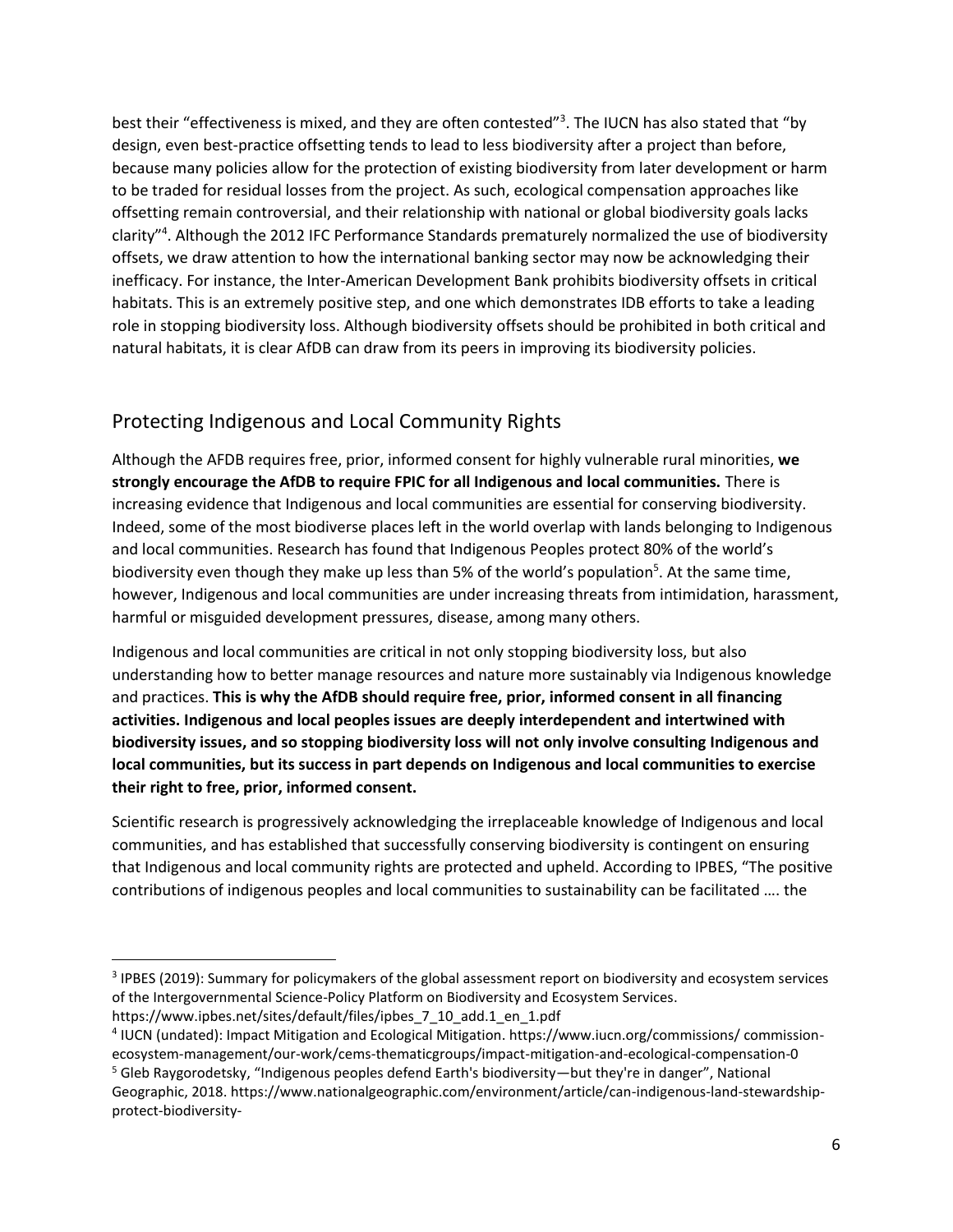best their "effectiveness is mixed, and they are often contested"[3]. The IUCN has also stated that "by design, even best-practice offsetting tends to lead to less biodiversity after a project than before, because many policies allow for the protection of existing biodiversity from later development or harm to be traded for residual losses from the project. As such, ecological compensation approaches like offsetting remain controversial, and their relationship with national or global biodiversity goals lacks clarity"[4]. Although the 2012 IFC Performance Standards prematurely normalized the use of biodiversity offsets, we draw attention to how the international banking sector may now be acknowledging their inefficacy. For instance, the Inter-American Development Bank prohibits biodiversity offsets in critical habitats. This is an extremely positive step, and one which demonstrates IDB efforts to take a leading role in stopping biodiversity loss. Although biodiversity offsets should be prohibited in both critical and natural habitats, it is clear AfDB can draw from its peers in improving its biodiversity policies.

## Protecting Indigenous and Local Community Rights

Although the AFDB requires free, prior, informed consent for highly vulnerable rural minorities, **we strongly encourage the AfDB to require FPIC for all Indigenous and local communities.** There is increasing evidence that Indigenous and local communities are essential for conserving biodiversity. Indeed, some of the most biodiverse places left in the world overlap with lands belonging to Indigenous and local communities. Research has found that Indigenous Peoples protect 80% of the world's biodiversity even though they make up less than 5% of the world's population[5]. At the same time, however, Indigenous and local communities are under increasing threats from intimidation, harassment, harmful or misguided development pressures, disease, among many others.

Indigenous and local communities are critical in not only stopping biodiversity loss, but also understanding how to better manage resources and nature more sustainably via Indigenous knowledge and practices. **This is why the AfDB should require free, prior, informed consent in all financing activities. Indigenous and local peoples issues are deeply interdependent and intertwined with biodiversity issues, and so stopping biodiversity loss will not only involve consulting Indigenous and local communities, but its success in part depends on Indigenous and local communities to exercise their right to free, prior, informed consent.**

Scientific research is progressively acknowledging the irreplaceable knowledge of Indigenous and local communities, and has established that successfully conserving biodiversity is contingent on ensuring that Indigenous and local community rights are protected and upheld. According to IPBES, "The positive contributions of indigenous peoples and local communities to sustainability can be facilitated …. the

---

[3] IPBES (2019): Summary for policymakers of the global assessment report on biodiversity and ecosystem services of the Intergovernmental Science-Policy Platform on Biodiversity and Ecosystem Services. https://www.ipbes.net/sites/default/files/ipbes_7_10_add.1_en_1.pdf

[4] IUCN (undated): Impact Mitigation and Ecological Mitigation. https://www.iucn.org/commissions/ commission-ecosystem-management/our-work/cems-thematicgroups/impact-mitigation-and-ecological-compensation-0

[5] Gleb Raygorodetsky, "Indigenous peoples defend Earth's biodiversity—but they're in danger", National Geographic, 2018. https://www.nationalgeographic.com/environment/article/can-indigenous-land-stewardship-protect-biodiversity-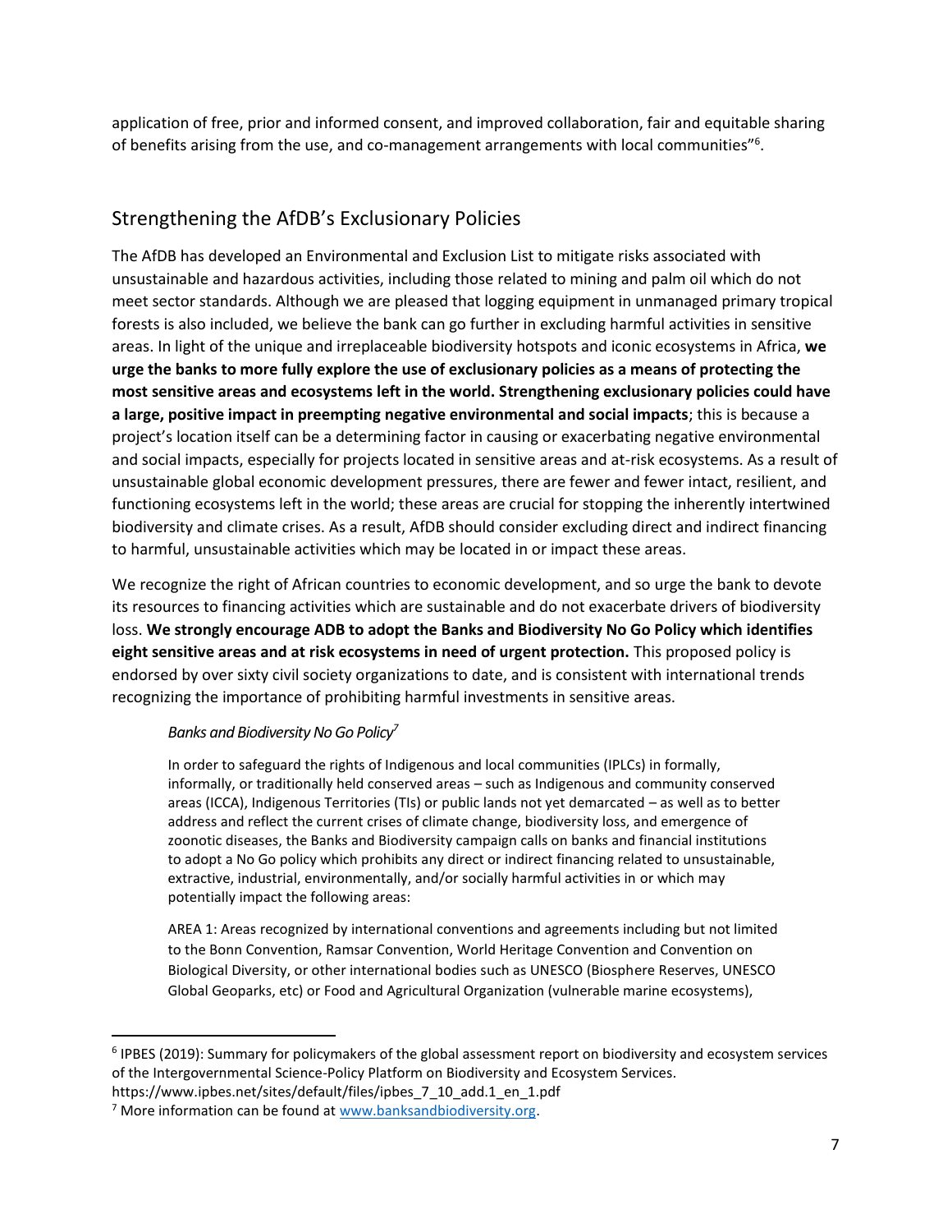application of free, prior and informed consent, and improved collaboration, fair and equitable sharing of benefits arising from the use, and co-management arrangements with local communities"[6].

## Strengthening the AfDB's Exclusionary Policies

The AfDB has developed an Environmental and Exclusion List to mitigate risks associated with unsustainable and hazardous activities, including those related to mining and palm oil which do not meet sector standards. Although we are pleased that logging equipment in unmanaged primary tropical forests is also included, we believe the bank can go further in excluding harmful activities in sensitive areas. In light of the unique and irreplaceable biodiversity hotspots and iconic ecosystems in Africa, **we urge the banks to more fully explore the use of exclusionary policies as a means of protecting the most sensitive areas and ecosystems left in the world. Strengthening exclusionary policies could have a large, positive impact in preempting negative environmental and social impacts**; this is because a project's location itself can be a determining factor in causing or exacerbating negative environmental and social impacts, especially for projects located in sensitive areas and at-risk ecosystems. As a result of unsustainable global economic development pressures, there are fewer and fewer intact, resilient, and functioning ecosystems left in the world; these areas are crucial for stopping the inherently intertwined biodiversity and climate crises. As a result, AfDB should consider excluding direct and indirect financing to harmful, unsustainable activities which may be located in or impact these areas.

We recognize the right of African countries to economic development, and so urge the bank to devote its resources to financing activities which are sustainable and do not exacerbate drivers of biodiversity loss. **We strongly encourage ADB to adopt the Banks and Biodiversity No Go Policy which identifies eight sensitive areas and at risk ecosystems in need of urgent protection.** This proposed policy is endorsed by over sixty civil society organizations to date, and is consistent with international trends recognizing the importance of prohibiting harmful investments in sensitive areas.

> *Banks and Biodiversity No Go Policy*[7]
>
> In order to safeguard the rights of Indigenous and local communities (IPLCs) in formally, informally, or traditionally held conserved areas – such as Indigenous and community conserved areas (ICCA), Indigenous Territories (TIs) or public lands not yet demarcated – as well as to better address and reflect the current crises of climate change, biodiversity loss, and emergence of zoonotic diseases, the Banks and Biodiversity campaign calls on banks and financial institutions to adopt a No Go policy which prohibits any direct or indirect financing related to unsustainable, extractive, industrial, environmentally, and/or socially harmful activities in or which may potentially impact the following areas:
>
> AREA 1: Areas recognized by international conventions and agreements including but not limited to the Bonn Convention, Ramsar Convention, World Heritage Convention and Convention on Biological Diversity, or other international bodies such as UNESCO (Biosphere Reserves, UNESCO Global Geoparks, etc) or Food and Agricultural Organization (vulnerable marine ecosystems),

---

[6] IPBES (2019): Summary for policymakers of the global assessment report on biodiversity and ecosystem services of the Intergovernmental Science-Policy Platform on Biodiversity and Ecosystem Services. https://www.ipbes.net/sites/default/files/ipbes_7_10_add.1_en_1.pdf

[7] More information can be found at www.banksandbiodiversity.org.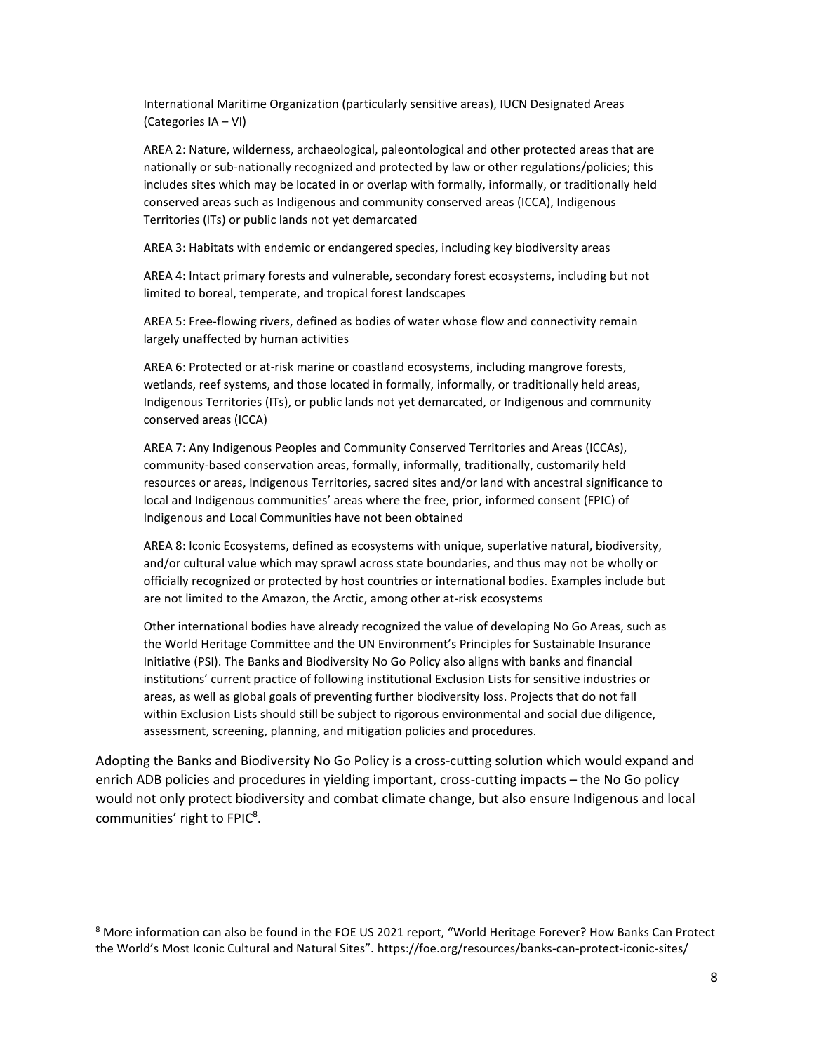International Maritime Organization (particularly sensitive areas), IUCN Designated Areas (Categories IA – VI)

AREA 2: Nature, wilderness, archaeological, paleontological and other protected areas that are nationally or sub-nationally recognized and protected by law or other regulations/policies; this includes sites which may be located in or overlap with formally, informally, or traditionally held conserved areas such as Indigenous and community conserved areas (ICCA), Indigenous Territories (ITs) or public lands not yet demarcated

AREA 3: Habitats with endemic or endangered species, including key biodiversity areas

AREA 4: Intact primary forests and vulnerable, secondary forest ecosystems, including but not limited to boreal, temperate, and tropical forest landscapes

AREA 5: Free-flowing rivers, defined as bodies of water whose flow and connectivity remain largely unaffected by human activities

AREA 6: Protected or at-risk marine or coastland ecosystems, including mangrove forests, wetlands, reef systems, and those located in formally, informally, or traditionally held areas, Indigenous Territories (ITs), or public lands not yet demarcated, or Indigenous and community conserved areas (ICCA)

AREA 7: Any Indigenous Peoples and Community Conserved Territories and Areas (ICCAs), community-based conservation areas, formally, informally, traditionally, customarily held resources or areas, Indigenous Territories, sacred sites and/or land with ancestral significance to local and Indigenous communities' areas where the free, prior, informed consent (FPIC) of Indigenous and Local Communities have not been obtained

AREA 8: Iconic Ecosystems, defined as ecosystems with unique, superlative natural, biodiversity, and/or cultural value which may sprawl across state boundaries, and thus may not be wholly or officially recognized or protected by host countries or international bodies. Examples include but are not limited to the Amazon, the Arctic, among other at-risk ecosystems

Other international bodies have already recognized the value of developing No Go Areas, such as the World Heritage Committee and the UN Environment's Principles for Sustainable Insurance Initiative (PSI). The Banks and Biodiversity No Go Policy also aligns with banks and financial institutions' current practice of following institutional Exclusion Lists for sensitive industries or areas, as well as global goals of preventing further biodiversity loss. Projects that do not fall within Exclusion Lists should still be subject to rigorous environmental and social due diligence, assessment, screening, planning, and mitigation policies and procedures.

Adopting the Banks and Biodiversity No Go Policy is a cross-cutting solution which would expand and enrich ADB policies and procedures in yielding important, cross-cutting impacts – the No Go policy would not only protect biodiversity and combat climate change, but also ensure Indigenous and local communities' right to FPIC[8].

[8] More information can also be found in the FOE US 2021 report, "World Heritage Forever? How Banks Can Protect the World's Most Iconic Cultural and Natural Sites". https://foe.org/resources/banks-can-protect-iconic-sites/